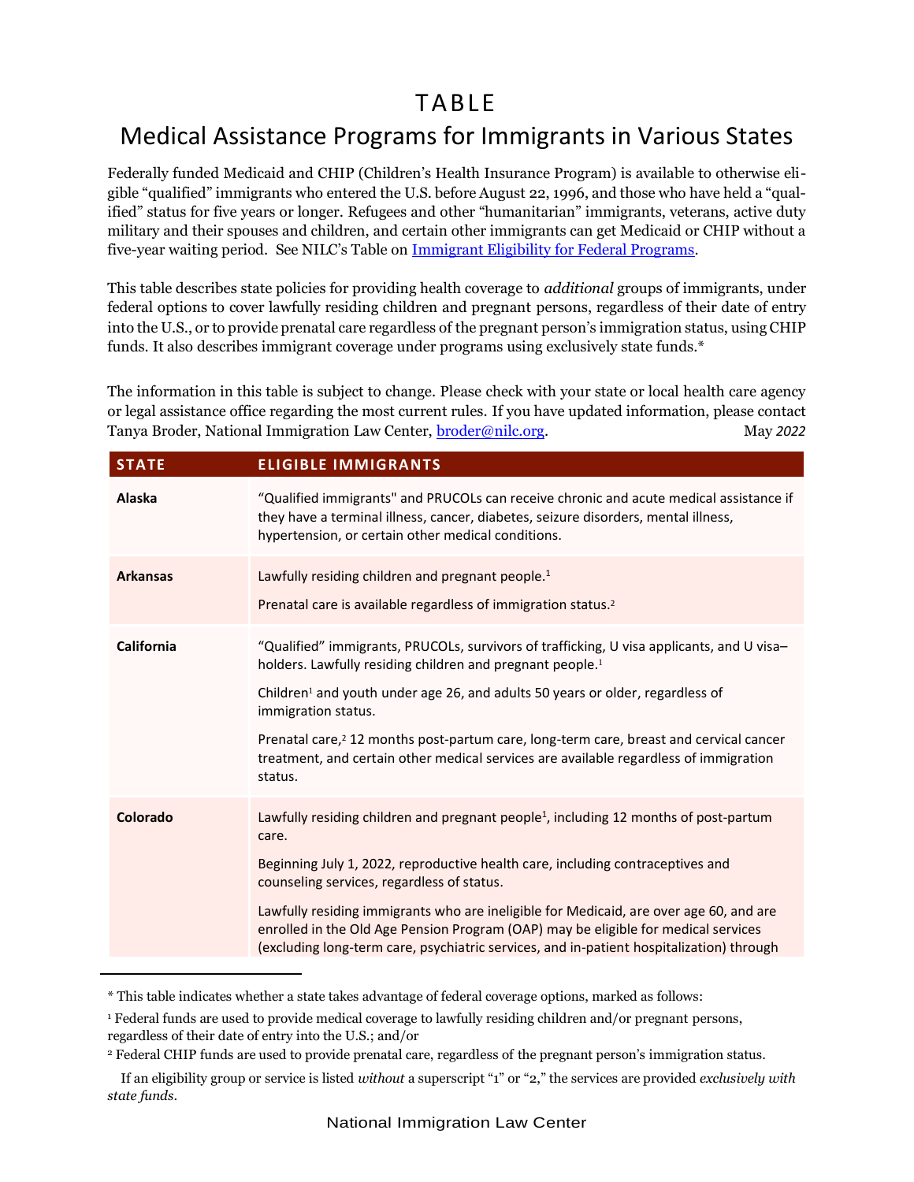# TABLE

## Medical Assistance Programs for Immigrants in Various States

Federally funded Medicaid and CHIP (Children's Health Insurance Program) is available to otherwise eligible "qualified" immigrants who entered the U.S. before August 22, 1996, and those who have held a "qualified" status for five years or longer. Refugees and other "humanitarian" immigrants, veterans, active duty military and their spouses and children, and certain other immigrants can get Medicaid or CHIP without a five-year waiting period. See NILC's Table on [Immigrant Eligibility for Federal Programs](#).

This table describes state policies for providing health coverage to *additional* groups of immigrants, under federal options to cover lawfully residing children and pregnant persons, regardless of their date of entry into the U.S., or to provide prenatal care regardless of the pregnant person's immigration status, using CHIP funds. It also describes immigrant coverage under programs using exclusively state funds.*

The information in this table is subject to change. Please check with your state or local health care agency or legal assistance office regarding the most current rules. If you have updated information, please contact Tanya Broder, National Immigration Law Center, broder@nilc.org. May *2022*

| STATE | ELIGIBLE IMMIGRANTS |
|---|---|
| **Alaska** | "Qualified immigrants" and PRUCOLs can receive chronic and acute medical assistance if they have a terminal illness, cancer, diabetes, seizure disorders, mental illness, hypertension, or certain other medical conditions. |
| **Arkansas** | Lawfully residing children and pregnant people.[1]<br><br>Prenatal care is available regardless of immigration status.[2] |
| **California** | "Qualified" immigrants, PRUCOLs, survivors of trafficking, U visa applicants, and U visa–holders. Lawfully residing children and pregnant people.[1]<br><br>Children[1] and youth under age 26, and adults 50 years or older, regardless of immigration status.<br><br>Prenatal care,[2] 12 months post-partum care, long-term care, breast and cervical cancer treatment, and certain other medical services are available regardless of immigration status. |
| **Colorado** | Lawfully residing children and pregnant people[1], including 12 months of post-partum care.<br><br>Beginning July 1, 2022, reproductive health care, including contraceptives and counseling services, regardless of status.<br><br>Lawfully residing immigrants who are ineligible for Medicaid, are over age 60, and are enrolled in the Old Age Pension Program (OAP) may be eligible for medical services (excluding long-term care, psychiatric services, and in-patient hospitalization) through |

* This table indicates whether a state takes advantage of federal coverage options, marked as follows:

[1] Federal funds are used to provide medical coverage to lawfully residing children and/or pregnant persons, regardless of their date of entry into the U.S.; and/or

[2] Federal CHIP funds are used to provide prenatal care, regardless of the pregnant person's immigration status.

If an eligibility group or service is listed *without* a superscript "1" or "2," the services are provided *exclusively with state funds*.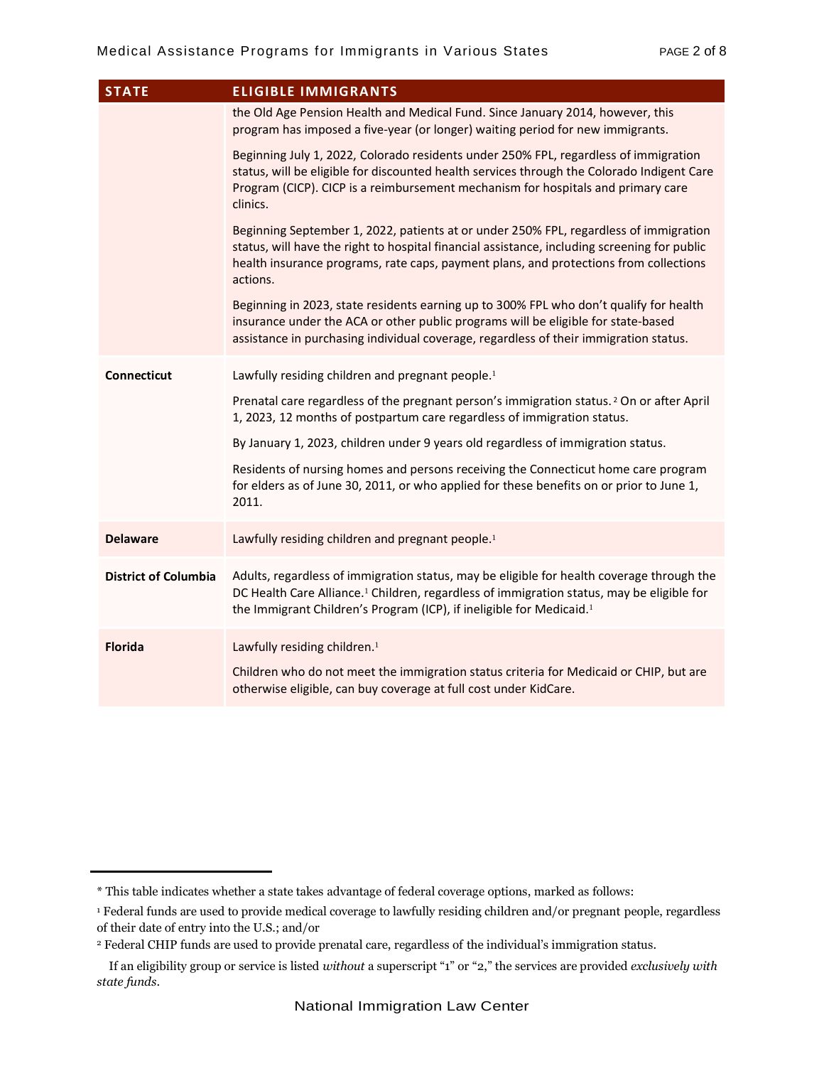| STATE | ELIGIBLE IMMIGRANTS |
|---|---|
| | the Old Age Pension Health and Medical Fund. Since January 2014, however, this program has imposed a five-year (or longer) waiting period for new immigrants.<br><br>Beginning July 1, 2022, Colorado residents under 250% FPL, regardless of immigration status, will be eligible for discounted health services through the Colorado Indigent Care Program (CICP). CICP is a reimbursement mechanism for hospitals and primary care clinics.<br><br>Beginning September 1, 2022, patients at or under 250% FPL, regardless of immigration status, will have the right to hospital financial assistance, including screening for public health insurance programs, rate caps, payment plans, and protections from collections actions.<br><br>Beginning in 2023, state residents earning up to 300% FPL who don't qualify for health insurance under the ACA or other public programs will be eligible for state-based assistance in purchasing individual coverage, regardless of their immigration status. |
| **Connecticut** | Lawfully residing children and pregnant people.[1]<br><br>Prenatal care regardless of the pregnant person's immigration status.[2] On or after April 1, 2023, 12 months of postpartum care regardless of immigration status.<br><br>By January 1, 2023, children under 9 years old regardless of immigration status.<br><br>Residents of nursing homes and persons receiving the Connecticut home care program for elders as of June 30, 2011, or who applied for these benefits on or prior to June 1, 2011. |
| **Delaware** | Lawfully residing children and pregnant people.[1] |
| **District of Columbia** | Adults, regardless of immigration status, may be eligible for health coverage through the DC Health Care Alliance.[1] Children, regardless of immigration status, may be eligible for the Immigrant Children's Program (ICP), if ineligible for Medicaid.[1] |
| **Florida** | Lawfully residing children.[1]<br><br>Children who do not meet the immigration status criteria for Medicaid or CHIP, but are otherwise eligible, can buy coverage at full cost under KidCare. |

* This table indicates whether a state takes advantage of federal coverage options, marked as follows:

[1] Federal funds are used to provide medical coverage to lawfully residing children and/or pregnant people, regardless of their date of entry into the U.S.; and/or

[2] Federal CHIP funds are used to provide prenatal care, regardless of the individual's immigration status.

If an eligibility group or service is listed *without* a superscript "1" or "2," the services are provided *exclusively with state funds*.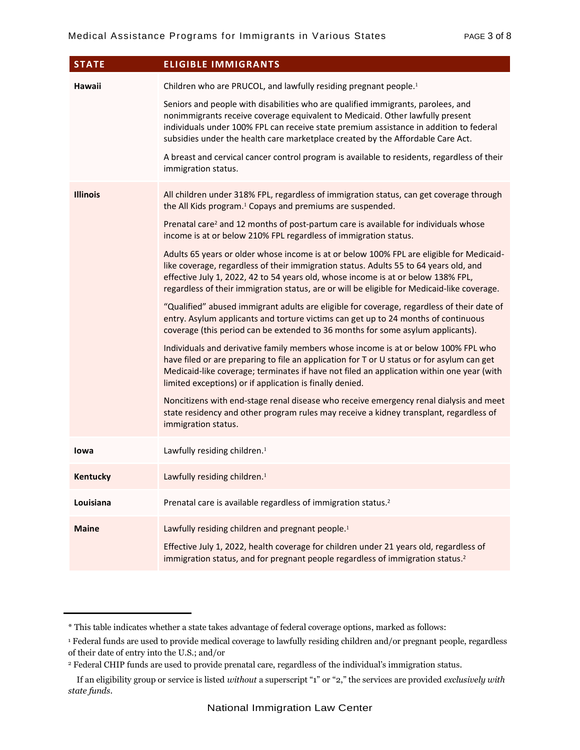| STATE | ELIGIBLE IMMIGRANTS |
|---|---|
| **Hawaii** | Children who are PRUCOL, and lawfully residing pregnant people.[1]<br><br>Seniors and people with disabilities who are qualified immigrants, parolees, and nonimmigrants receive coverage equivalent to Medicaid. Other lawfully present individuals under 100% FPL can receive state premium assistance in addition to federal subsidies under the health care marketplace created by the Affordable Care Act.<br><br>A breast and cervical cancer control program is available to residents, regardless of their immigration status. |
| **Illinois** | All children under 318% FPL, regardless of immigration status, can get coverage through the All Kids program.[1] Copays and premiums are suspended.<br><br>Prenatal care[2] and 12 months of post-partum care is available for individuals whose income is at or below 210% FPL regardless of immigration status.<br><br>Adults 65 years or older whose income is at or below 100% FPL are eligible for Medicaid-like coverage, regardless of their immigration status. Adults 55 to 64 years old, and effective July 1, 2022, 42 to 54 years old, whose income is at or below 138% FPL, regardless of their immigration status, are or will be eligible for Medicaid-like coverage.<br><br>"Qualified" abused immigrant adults are eligible for coverage, regardless of their date of entry. Asylum applicants and torture victims can get up to 24 months of continuous coverage (this period can be extended to 36 months for some asylum applicants).<br><br>Individuals and derivative family members whose income is at or below 100% FPL who have filed or are preparing to file an application for T or U status or for asylum can get Medicaid-like coverage; terminates if have not filed an application within one year (with limited exceptions) or if application is finally denied.<br><br>Noncitizens with end-stage renal disease who receive emergency renal dialysis and meet state residency and other program rules may receive a kidney transplant, regardless of immigration status. |
| **Iowa** | Lawfully residing children.[1] |
| **Kentucky** | Lawfully residing children.[1] |
| **Louisiana** | Prenatal care is available regardless of immigration status.[2] |
| **Maine** | Lawfully residing children and pregnant people.[1]<br><br>Effective July 1, 2022, health coverage for children under 21 years old, regardless of immigration status, and for pregnant people regardless of immigration status.[2] |

---

\* This table indicates whether a state takes advantage of federal coverage options, marked as follows:

[1] Federal funds are used to provide medical coverage to lawfully residing children and/or pregnant people, regardless of their date of entry into the U.S.; and/or

[2] Federal CHIP funds are used to provide prenatal care, regardless of the individual's immigration status.

If an eligibility group or service is listed *without* a superscript "1" or "2," the services are provided *exclusively with state funds*.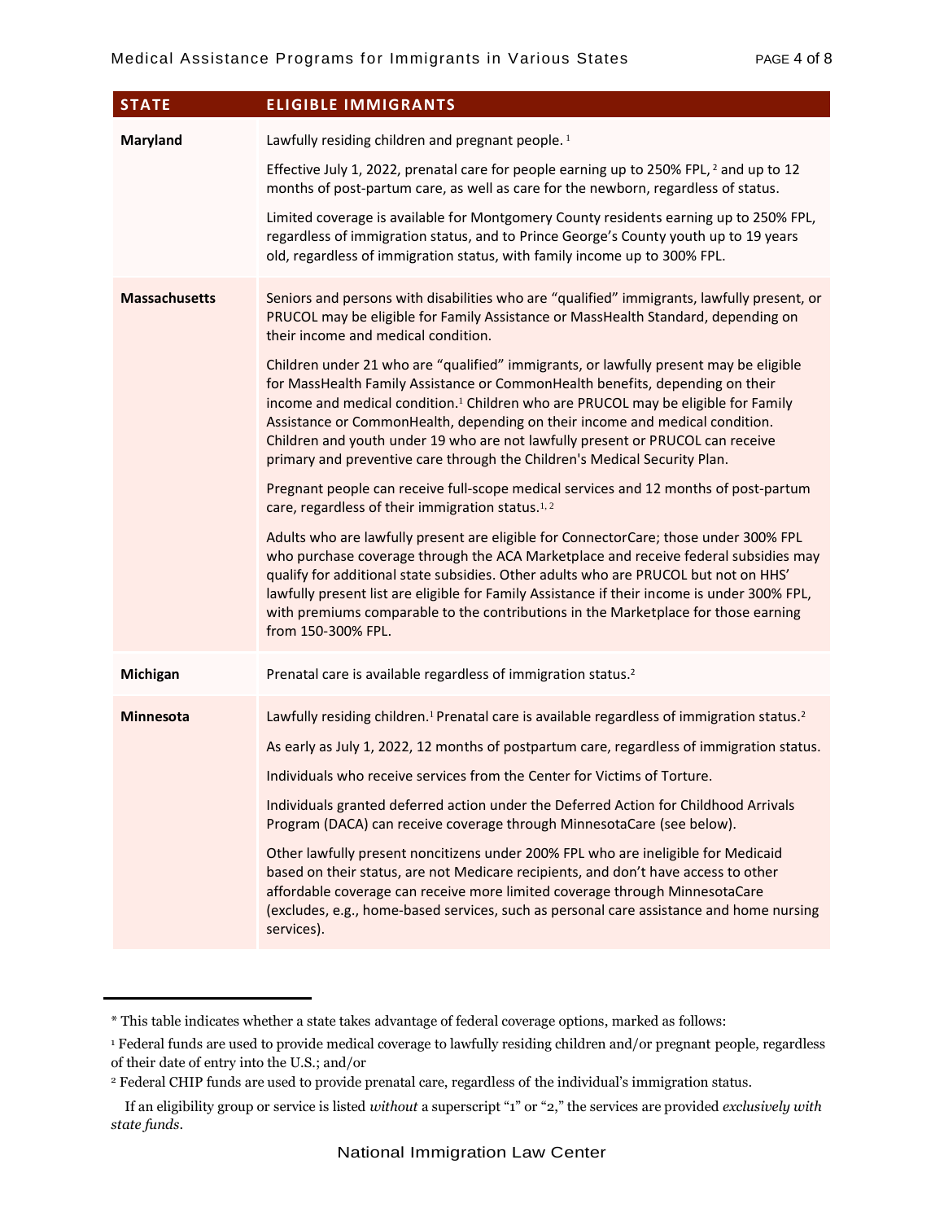| STATE | ELIGIBLE IMMIGRANTS |
|---|---|
| **Maryland** | Lawfully residing children and pregnant people. [1]<br><br>Effective July 1, 2022, prenatal care for people earning up to 250% FPL, [2] and up to 12 months of post-partum care, as well as care for the newborn, regardless of status.<br><br>Limited coverage is available for Montgomery County residents earning up to 250% FPL, regardless of immigration status, and to Prince George's County youth up to 19 years old, regardless of immigration status, with family income up to 300% FPL. |
| **Massachusetts** | Seniors and persons with disabilities who are "qualified" immigrants, lawfully present, or PRUCOL may be eligible for Family Assistance or MassHealth Standard, depending on their income and medical condition.<br><br>Children under 21 who are "qualified" immigrants, or lawfully present may be eligible for MassHealth Family Assistance or CommonHealth benefits, depending on their income and medical condition.[1] Children who are PRUCOL may be eligible for Family Assistance or CommonHealth, depending on their income and medical condition. Children and youth under 19 who are not lawfully present or PRUCOL can receive primary and preventive care through the Children's Medical Security Plan.<br><br>Pregnant people can receive full-scope medical services and 12 months of post-partum care, regardless of their immigration status.[1, 2]<br><br>Adults who are lawfully present are eligible for ConnectorCare; those under 300% FPL who purchase coverage through the ACA Marketplace and receive federal subsidies may qualify for additional state subsidies. Other adults who are PRUCOL but not on HHS' lawfully present list are eligible for Family Assistance if their income is under 300% FPL, with premiums comparable to the contributions in the Marketplace for those earning from 150-300% FPL. |
| **Michigan** | Prenatal care is available regardless of immigration status.[2] |
| **Minnesota** | Lawfully residing children.[1] Prenatal care is available regardless of immigration status.[2]<br><br>As early as July 1, 2022, 12 months of postpartum care, regardless of immigration status.<br><br>Individuals who receive services from the Center for Victims of Torture.<br><br>Individuals granted deferred action under the Deferred Action for Childhood Arrivals Program (DACA) can receive coverage through MinnesotaCare (see below).<br><br>Other lawfully present noncitizens under 200% FPL who are ineligible for Medicaid based on their status, are not Medicare recipients, and don't have access to other affordable coverage can receive more limited coverage through MinnesotaCare (excludes, e.g., home-based services, such as personal care assistance and home nursing services). |

---

* This table indicates whether a state takes advantage of federal coverage options, marked as follows:

[1] Federal funds are used to provide medical coverage to lawfully residing children and/or pregnant people, regardless of their date of entry into the U.S.; and/or

[2] Federal CHIP funds are used to provide prenatal care, regardless of the individual's immigration status.

If an eligibility group or service is listed *without* a superscript "1" or "2," the services are provided *exclusively with state funds*.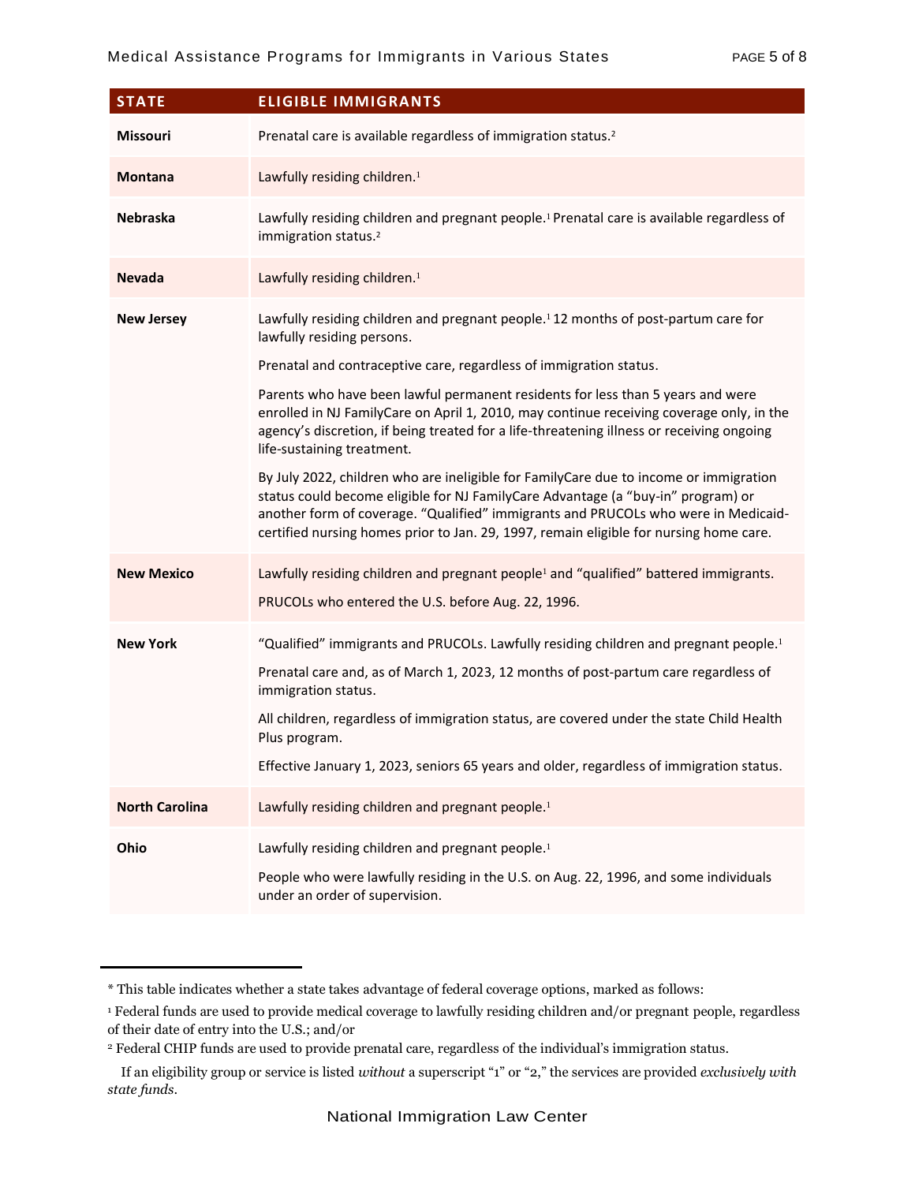| STATE | ELIGIBLE IMMIGRANTS |
| --- | --- |
| **Missouri** | Prenatal care is available regardless of immigration status.[2] |
| **Montana** | Lawfully residing children.[1] |
| **Nebraska** | Lawfully residing children and pregnant people.[1] Prenatal care is available regardless of immigration status.[2] |
| **Nevada** | Lawfully residing children.[1] |
| **New Jersey** | Lawfully residing children and pregnant people.[1] 12 months of post-partum care for lawfully residing persons.<br><br>Prenatal and contraceptive care, regardless of immigration status.<br><br>Parents who have been lawful permanent residents for less than 5 years and were enrolled in NJ FamilyCare on April 1, 2010, may continue receiving coverage only, in the agency's discretion, if being treated for a life-threatening illness or receiving ongoing life-sustaining treatment.<br><br>By July 2022, children who are ineligible for FamilyCare due to income or immigration status could become eligible for NJ FamilyCare Advantage (a "buy-in" program) or another form of coverage. "Qualified" immigrants and PRUCOLs who were in Medicaid-certified nursing homes prior to Jan. 29, 1997, remain eligible for nursing home care. |
| **New Mexico** | Lawfully residing children and pregnant people[1] and "qualified" battered immigrants.<br><br>PRUCOLs who entered the U.S. before Aug. 22, 1996. |
| **New York** | "Qualified" immigrants and PRUCOLs. Lawfully residing children and pregnant people.[1]<br><br>Prenatal care and, as of March 1, 2023, 12 months of post-partum care regardless of immigration status.<br><br>All children, regardless of immigration status, are covered under the state Child Health Plus program.<br><br>Effective January 1, 2023, seniors 65 years and older, regardless of immigration status. |
| **North Carolina** | Lawfully residing children and pregnant people.[1] |
| **Ohio** | Lawfully residing children and pregnant people.[1]<br><br>People who were lawfully residing in the U.S. on Aug. 22, 1996, and some individuals under an order of supervision. |

* This table indicates whether a state takes advantage of federal coverage options, marked as follows:

[1] Federal funds are used to provide medical coverage to lawfully residing children and/or pregnant people, regardless of their date of entry into the U.S.; and/or

[2] Federal CHIP funds are used to provide prenatal care, regardless of the individual's immigration status.

If an eligibility group or service is listed *without* a superscript "1" or "2," the services are provided *exclusively with state funds*.

National Immigration Law Center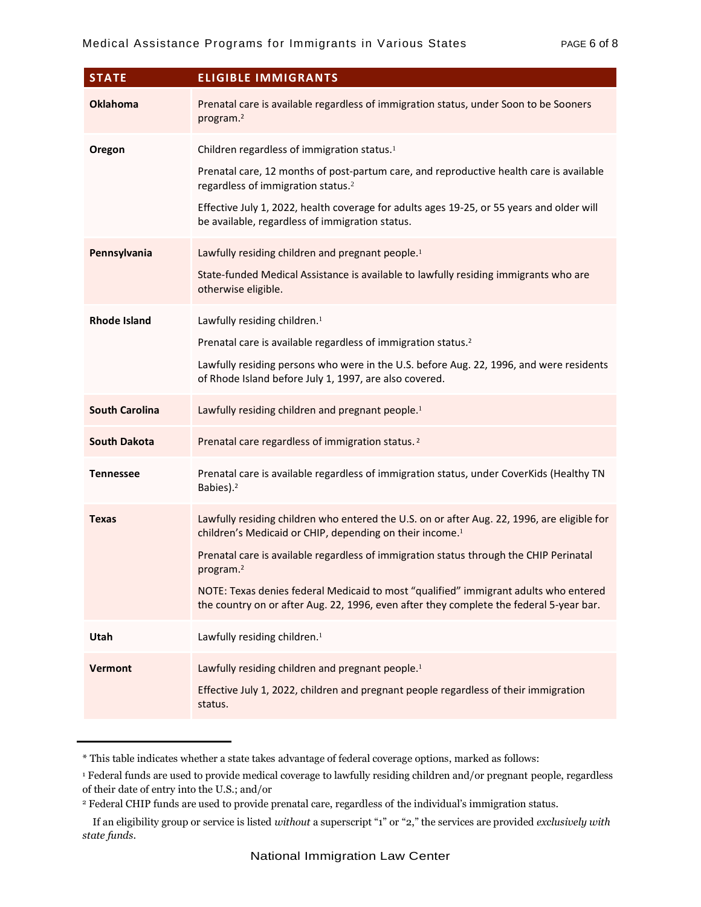| STATE | ELIGIBLE IMMIGRANTS |
|---|---|
| **Oklahoma** | Prenatal care is available regardless of immigration status, under Soon to be Sooners program.[2] |
| **Oregon** | Children regardless of immigration status.[1]<br><br>Prenatal care, 12 months of post-partum care, and reproductive health care is available regardless of immigration status.[2]<br><br>Effective July 1, 2022, health coverage for adults ages 19-25, or 55 years and older will be available, regardless of immigration status. |
| **Pennsylvania** | Lawfully residing children and pregnant people.[1]<br><br>State-funded Medical Assistance is available to lawfully residing immigrants who are otherwise eligible. |
| **Rhode Island** | Lawfully residing children.[1]<br><br>Prenatal care is available regardless of immigration status.[2]<br><br>Lawfully residing persons who were in the U.S. before Aug. 22, 1996, and were residents of Rhode Island before July 1, 1997, are also covered. |
| **South Carolina** | Lawfully residing children and pregnant people.[1] |
| **South Dakota** | Prenatal care regardless of immigration status. [2] |
| **Tennessee** | Prenatal care is available regardless of immigration status, under CoverKids (Healthy TN Babies).[2] |
| **Texas** | Lawfully residing children who entered the U.S. on or after Aug. 22, 1996, are eligible for children's Medicaid or CHIP, depending on their income.[1]<br><br>Prenatal care is available regardless of immigration status through the CHIP Perinatal program.[2]<br><br>NOTE: Texas denies federal Medicaid to most "qualified" immigrant adults who entered the country on or after Aug. 22, 1996, even after they complete the federal 5-year bar. |
| **Utah** | Lawfully residing children.[1] |
| **Vermont** | Lawfully residing children and pregnant people.[1]<br><br>Effective July 1, 2022, children and pregnant people regardless of their immigration status. |

---

* This table indicates whether a state takes advantage of federal coverage options, marked as follows:

[1] Federal funds are used to provide medical coverage to lawfully residing children and/or pregnant people, regardless of their date of entry into the U.S.; and/or

[2] Federal CHIP funds are used to provide prenatal care, regardless of the individual's immigration status.

If an eligibility group or service is listed *without* a superscript "1" or "2," the services are provided *exclusively with state funds*.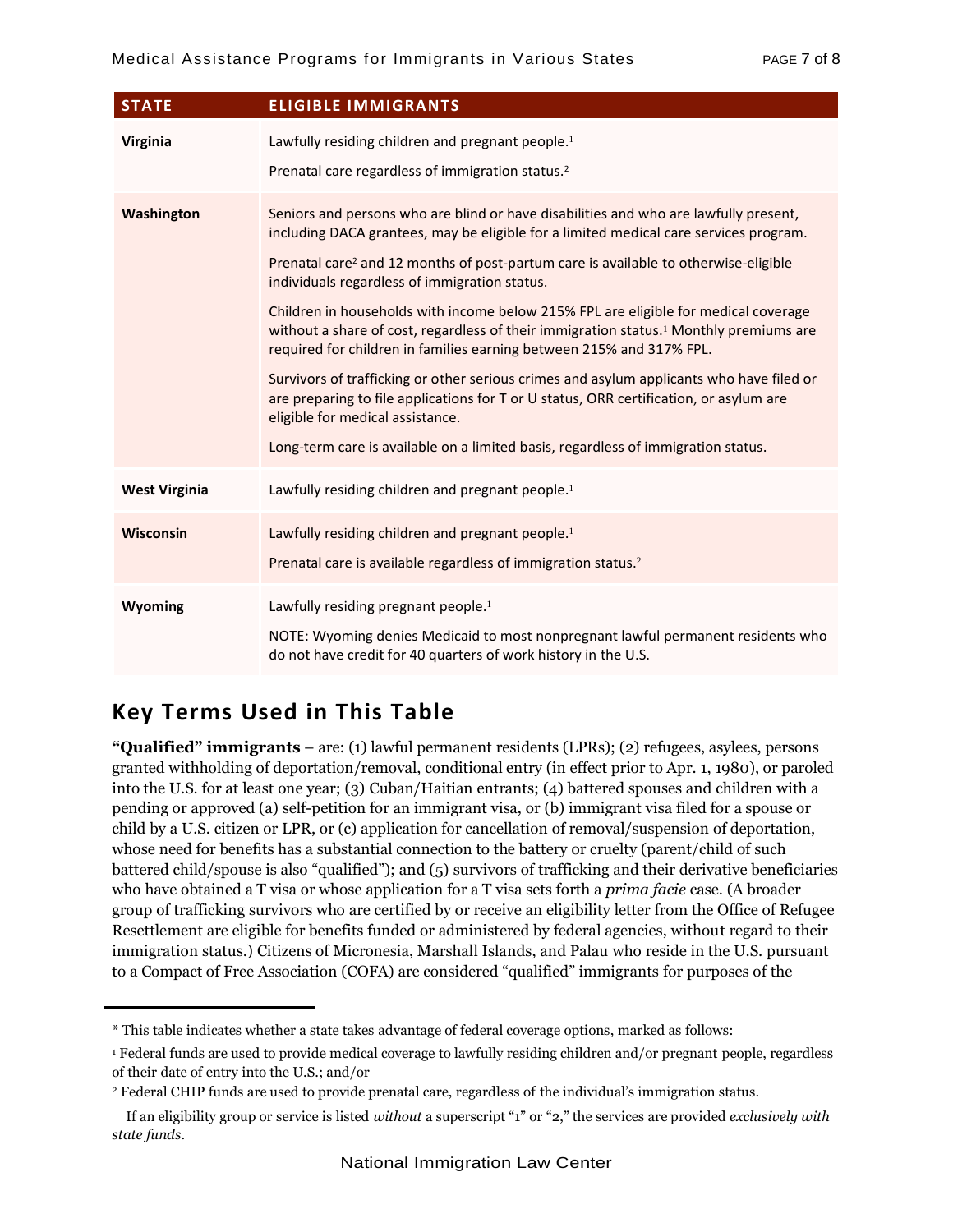| STATE | ELIGIBLE IMMIGRANTS |
|---|---|
| **Virginia** | Lawfully residing children and pregnant people.[1]<br><br>Prenatal care regardless of immigration status.[2] |
| **Washington** | Seniors and persons who are blind or have disabilities and who are lawfully present, including DACA grantees, may be eligible for a limited medical care services program.<br><br>Prenatal care[2] and 12 months of post-partum care is available to otherwise-eligible individuals regardless of immigration status.<br><br>Children in households with income below 215% FPL are eligible for medical coverage without a share of cost, regardless of their immigration status.[1] Monthly premiums are required for children in families earning between 215% and 317% FPL.<br><br>Survivors of trafficking or other serious crimes and asylum applicants who have filed or are preparing to file applications for T or U status, ORR certification, or asylum are eligible for medical assistance.<br><br>Long-term care is available on a limited basis, regardless of immigration status. |
| **West Virginia** | Lawfully residing children and pregnant people.[1] |
| **Wisconsin** | Lawfully residing children and pregnant people.[1]<br><br>Prenatal care is available regardless of immigration status.[2] |
| **Wyoming** | Lawfully residing pregnant people.[1]<br><br>NOTE: Wyoming denies Medicaid to most nonpregnant lawful permanent residents who do not have credit for 40 quarters of work history in the U.S. |

## Key Terms Used in This Table

**"Qualified" immigrants** – are: (1) lawful permanent residents (LPRs); (2) refugees, asylees, persons granted withholding of deportation/removal, conditional entry (in effect prior to Apr. 1, 1980), or paroled into the U.S. for at least one year; (3) Cuban/Haitian entrants; (4) battered spouses and children with a pending or approved (a) self-petition for an immigrant visa, or (b) immigrant visa filed for a spouse or child by a U.S. citizen or LPR, or (c) application for cancellation of removal/suspension of deportation, whose need for benefits has a substantial connection to the battery or cruelty (parent/child of such battered child/spouse is also "qualified"); and (5) survivors of trafficking and their derivative beneficiaries who have obtained a T visa or whose application for a T visa sets forth a *prima facie* case. (A broader group of trafficking survivors who are certified by or receive an eligibility letter from the Office of Refugee Resettlement are eligible for benefits funded or administered by federal agencies, without regard to their immigration status.) Citizens of Micronesia, Marshall Islands, and Palau who reside in the U.S. pursuant to a Compact of Free Association (COFA) are considered "qualified" immigrants for purposes of the

---

* This table indicates whether a state takes advantage of federal coverage options, marked as follows:

[1] Federal funds are used to provide medical coverage to lawfully residing children and/or pregnant people, regardless of their date of entry into the U.S.; and/or

[2] Federal CHIP funds are used to provide prenatal care, regardless of the individual's immigration status.

If an eligibility group or service is listed *without* a superscript "1" or "2," the services are provided *exclusively with state funds*.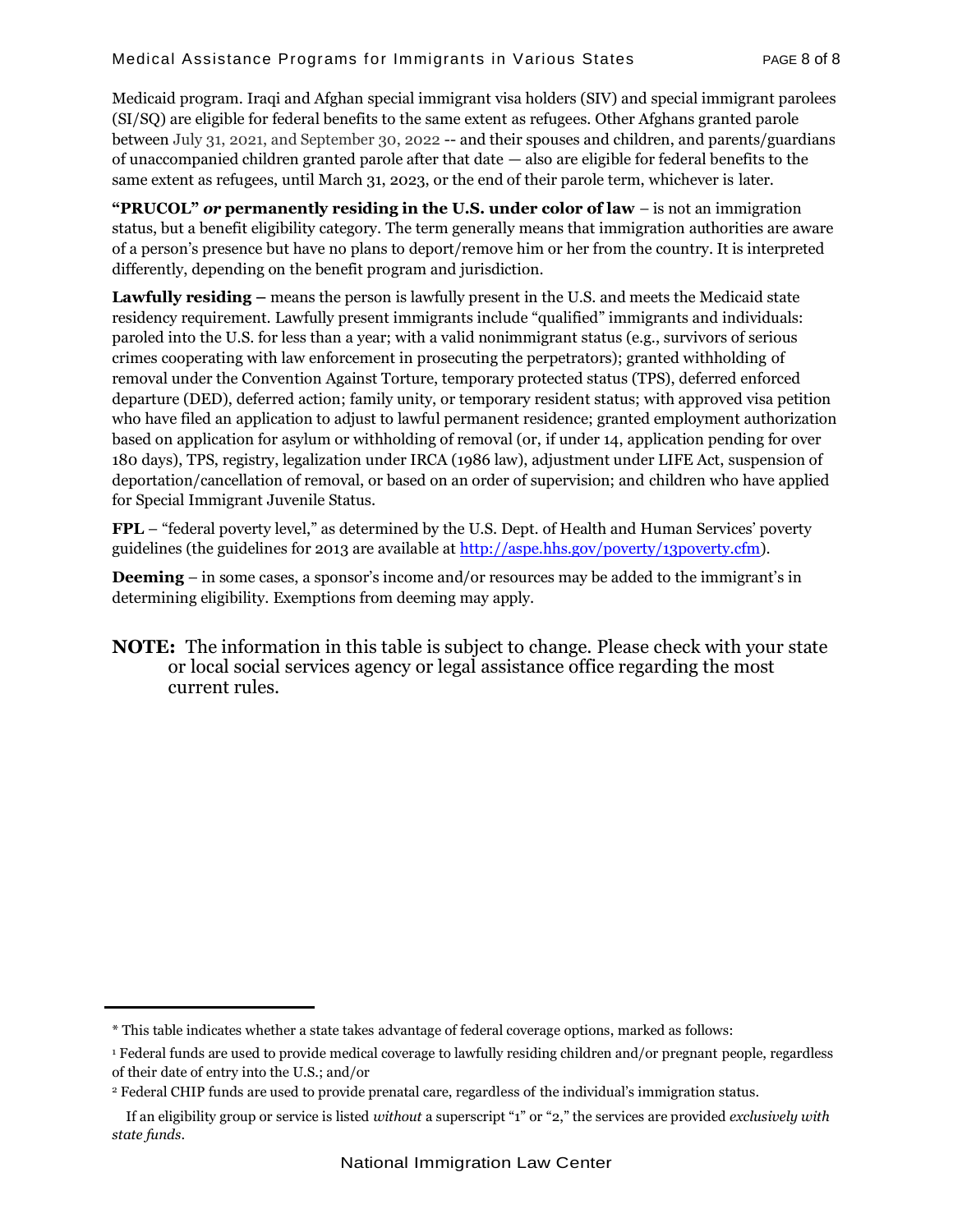Medicaid program. Iraqi and Afghan special immigrant visa holders (SIV) and special immigrant parolees (SI/SQ) are eligible for federal benefits to the same extent as refugees. Other Afghans granted parole between July 31, 2021, and September 30, 2022 -- and their spouses and children, and parents/guardians of unaccompanied children granted parole after that date — also are eligible for federal benefits to the same extent as refugees, until March 31, 2023, or the end of their parole term, whichever is later.

**"PRUCOL"** ***or*** **permanently residing in the U.S. under color of law** – is not an immigration status, but a benefit eligibility category. The term generally means that immigration authorities are aware of a person's presence but have no plans to deport/remove him or her from the country. It is interpreted differently, depending on the benefit program and jurisdiction.

**Lawfully residing –** means the person is lawfully present in the U.S. and meets the Medicaid state residency requirement. Lawfully present immigrants include "qualified" immigrants and individuals: paroled into the U.S. for less than a year; with a valid nonimmigrant status (e.g., survivors of serious crimes cooperating with law enforcement in prosecuting the perpetrators); granted withholding of removal under the Convention Against Torture, temporary protected status (TPS), deferred enforced departure (DED), deferred action; family unity, or temporary resident status; with approved visa petition who have filed an application to adjust to lawful permanent residence; granted employment authorization based on application for asylum or withholding of removal (or, if under 14, application pending for over 180 days), TPS, registry, legalization under IRCA (1986 law), adjustment under LIFE Act, suspension of deportation/cancellation of removal, or based on an order of supervision; and children who have applied for Special Immigrant Juvenile Status.

**FPL** – "federal poverty level," as determined by the U.S. Dept. of Health and Human Services' poverty guidelines (the guidelines for 2013 are available at [http://aspe.hhs.gov/poverty/13poverty.cfm](http://aspe.hhs.gov/poverty/13poverty.cfm)).

**Deeming** – in some cases, a sponsor's income and/or resources may be added to the immigrant's in determining eligibility. Exemptions from deeming may apply.

**NOTE:** The information in this table is subject to change. Please check with your state or local social services agency or legal assistance office regarding the most current rules.

---

* This table indicates whether a state takes advantage of federal coverage options, marked as follows:

[1] Federal funds are used to provide medical coverage to lawfully residing children and/or pregnant people, regardless of their date of entry into the U.S.; and/or

[2] Federal CHIP funds are used to provide prenatal care, regardless of the individual's immigration status.

If an eligibility group or service is listed *without* a superscript "1" or "2," the services are provided *exclusively with state funds*.

National Immigration Law Center